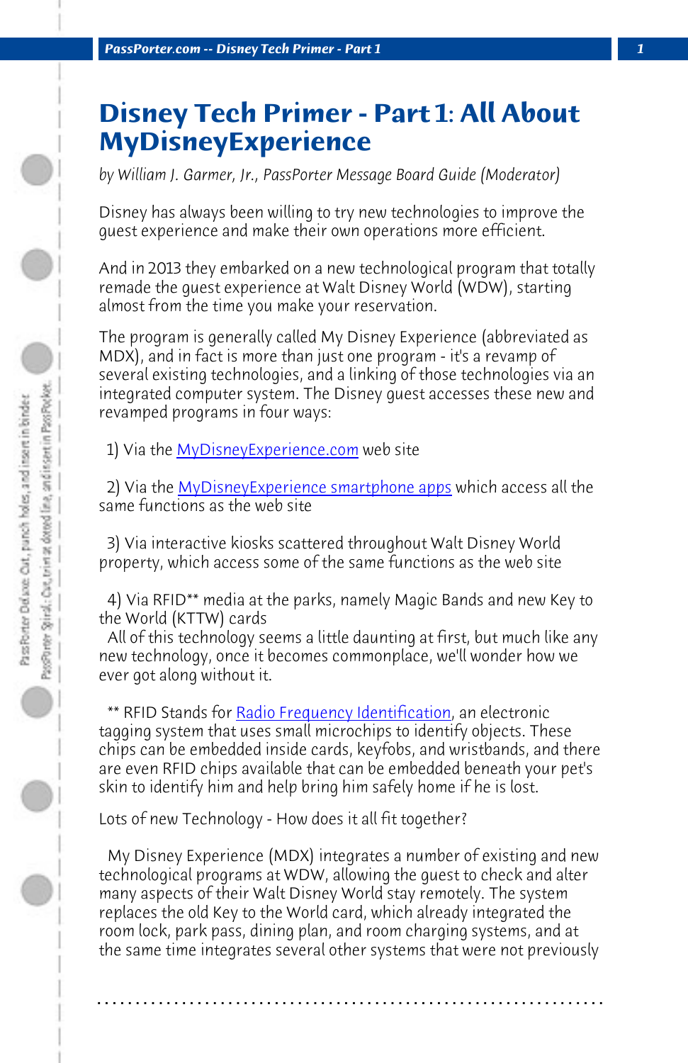# Disney Tech Primer - Part 1: All About MyDisneyExperience

*by William J. Garmer, Jr., PassPorter Message Board Guide (Moderator)*

Disney has always been willing to try new technologies to improve the guest experience and make their own operations more efficient.

And in 2013 they embarked on a new technological program that totally remade the guest experience at Walt Disney World (WDW), starting almost from the time you make your reservation.

The program is generally called My Disney Experience (abbreviated as MDX), and in fact is more than just one program - it's a revamp of several existing technologies, and a linking of those technologies via an integrated computer system. The Disney guest accesses these new and revamped programs in four ways:

1) Via the MyDisneyExperience.com web site

2) Via the MyDisneyExperience smartphone apps which access all the same functions as the web site

3) Via interactive kiosks scattered throughout Walt Disney World property, which access some of the same functions as the web site

4) Via RFID** media at the parks, namely Magic Bands and new Key to the World (KTTW) cards

All of this technology seems a little daunting at first, but much like any new technology, once it becomes commonplace, we'll wonder how we ever got along without it.

** RFID Stands for Radio Frequency Identification, an electronic tagging system that uses small microchips to identify objects. These chips can be embedded inside cards, keyfobs, and wristbands, and there are even RFID chips available that can be embedded beneath your pet's skin to identify him and help bring him safely home if he is lost.

Lots of new Technology - How does it all fit together?

My Disney Experience (MDX) integrates a number of existing and new technological programs at WDW, allowing the guest to check and alter many aspects of their Walt Disney World stay remotely. The system replaces the old Key to the World card, which already integrated the room lock, park pass, dining plan, and room charging systems, and at the same time integrates several other systems that were not previously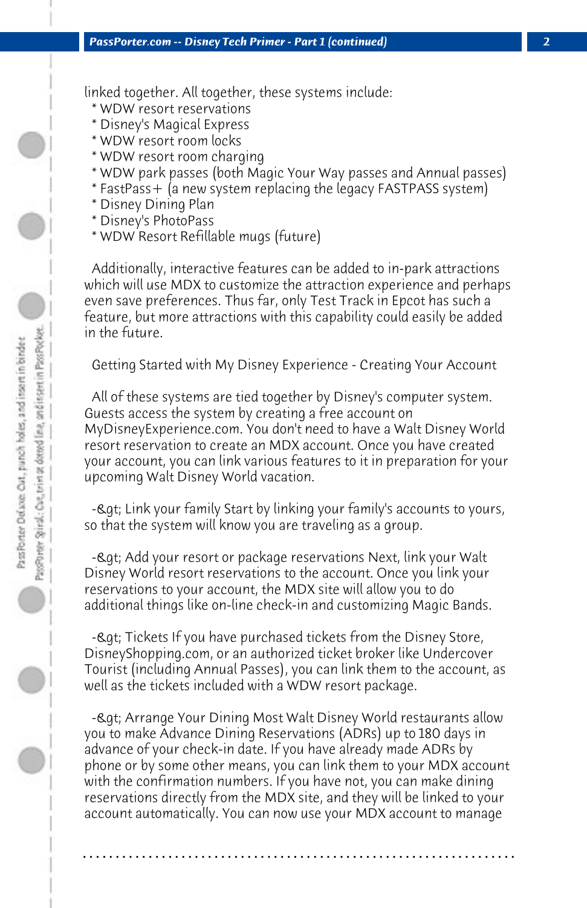linked together. All together, these systems include:

* WDW resort reservations
* Disney's Magical Express
* WDW resort room locks
* WDW resort room charging
* WDW park passes (both Magic Your Way passes and Annual passes)
* FastPass+ (a new system replacing the legacy FASTPASS system)
* Disney Dining Plan
* Disney's PhotoPass
* WDW Resort Refillable mugs (future)

Additionally, interactive features can be added to in-park attractions which will use MDX to customize the attraction experience and perhaps even save preferences. Thus far, only Test Track in Epcot has such a feature, but more attractions with this capability could easily be added in the future.

## Getting Started with My Disney Experience - Creating Your Account

All of these systems are tied together by Disney's computer system. Guests access the system by creating a free account on MyDisneyExperience.com. You don't need to have a Walt Disney World resort reservation to create an MDX account. Once you have created your account, you can link various features to it in preparation for your upcoming Walt Disney World vacation.

-&gt; Link your family Start by linking your family's accounts to yours, so that the system will know you are traveling as a group.

-&gt; Add your resort or package reservations Next, link your Walt Disney World resort reservations to the account. Once you link your reservations to your account, the MDX site will allow you to do additional things like on-line check-in and customizing Magic Bands.

-&gt; Tickets If you have purchased tickets from the Disney Store, DisneyShopping.com, or an authorized ticket broker like Undercover Tourist (including Annual Passes), you can link them to the account, as well as the tickets included with a WDW resort package.

-&gt; Arrange Your Dining Most Walt Disney World restaurants allow you to make Advance Dining Reservations (ADRs) up to 180 days in advance of your check-in date. If you have already made ADRs by phone or by some other means, you can link them to your MDX account with the confirmation numbers. If you have not, you can make dining reservations directly from the MDX site, and they will be linked to your account automatically. You can now use your MDX account to manage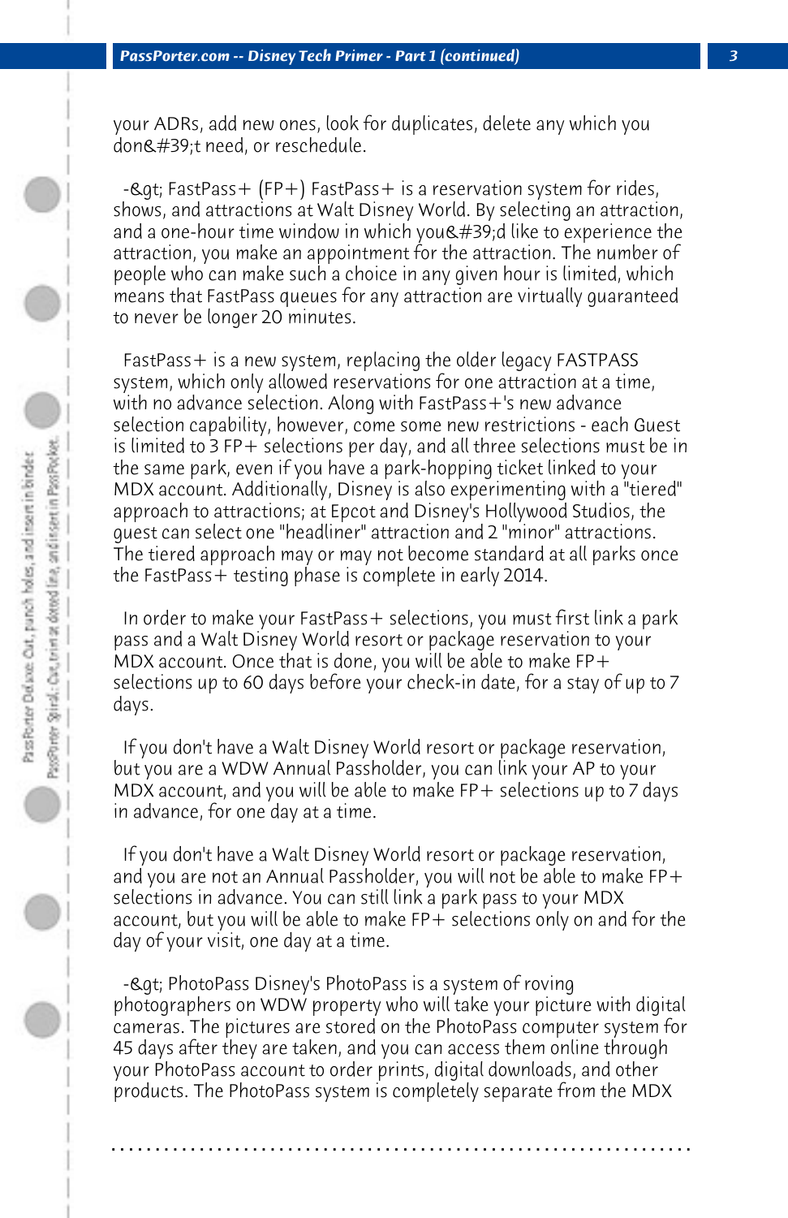your ADRs, add new ones, look for duplicates, delete any which you don&#39;t need, or reschedule.

-&gt; FastPass+ (FP+) FastPass+ is a reservation system for rides, shows, and attractions at Walt Disney World. By selecting an attraction, and a one-hour time window in which you&#39;d like to experience the attraction, you make an appointment for the attraction. The number of people who can make such a choice in any given hour is limited, which means that FastPass queues for any attraction are virtually guaranteed to never be longer 20 minutes.

FastPass+ is a new system, replacing the older legacy FASTPASS system, which only allowed reservations for one attraction at a time, with no advance selection. Along with FastPass+'s new advance selection capability, however, come some new restrictions - each Guest is limited to 3 FP+ selections per day, and all three selections must be in the same park, even if you have a park-hopping ticket linked to your MDX account. Additionally, Disney is also experimenting with a "tiered" approach to attractions; at Epcot and Disney's Hollywood Studios, the guest can select one "headliner" attraction and 2 "minor" attractions. The tiered approach may or may not become standard at all parks once the FastPass+ testing phase is complete in early 2014.

In order to make your FastPass+ selections, you must first link a park pass and a Walt Disney World resort or package reservation to your MDX account. Once that is done, you will be able to make FP+ selections up to 60 days before your check-in date, for a stay of up to 7 days.

If you don't have a Walt Disney World resort or package reservation, but you are a WDW Annual Passholder, you can link your AP to your MDX account, and you will be able to make FP+ selections up to 7 days in advance, for one day at a time.

If you don't have a Walt Disney World resort or package reservation, and you are not an Annual Passholder, you will not be able to make FP+ selections in advance. You can still link a park pass to your MDX account, but you will be able to make FP+ selections only on and for the day of your visit, one day at a time.

-&gt; PhotoPass Disney's PhotoPass is a system of roving photographers on WDW property who will take your picture with digital cameras. The pictures are stored on the PhotoPass computer system for 45 days after they are taken, and you can access them online through your PhotoPass account to order prints, digital downloads, and other products. The PhotoPass system is completely separate from the MDX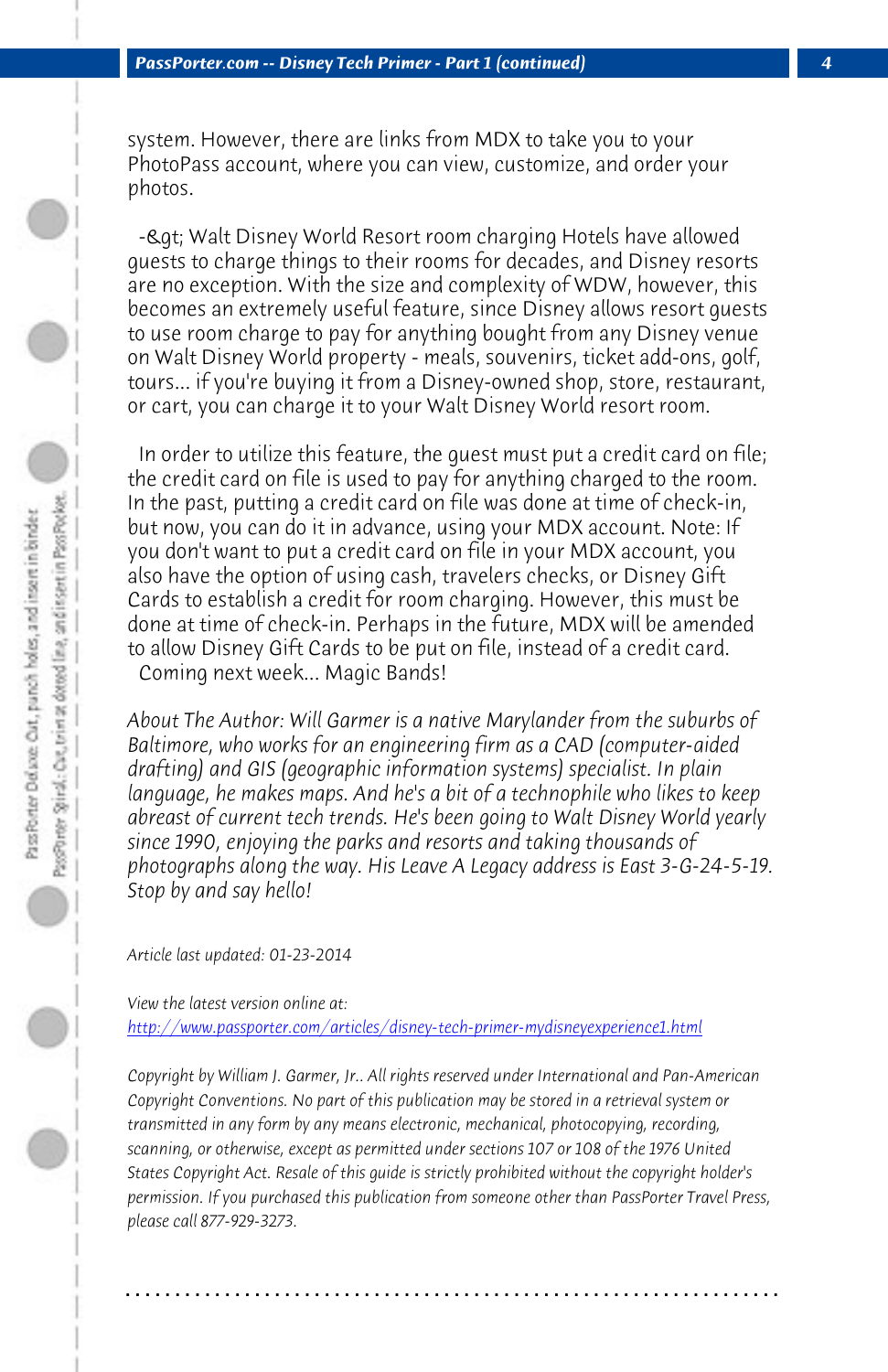system. However, there are links from MDX to take you to your PhotoPass account, where you can view, customize, and order your photos.

-&gt; Walt Disney World Resort room charging Hotels have allowed guests to charge things to their rooms for decades, and Disney resorts are no exception. With the size and complexity of WDW, however, this becomes an extremely useful feature, since Disney allows resort guests to use room charge to pay for anything bought from any Disney venue on Walt Disney World property - meals, souvenirs, ticket add-ons, golf, tours... if you're buying it from a Disney-owned shop, store, restaurant, or cart, you can charge it to your Walt Disney World resort room.

In order to utilize this feature, the guest must put a credit card on file; the credit card on file is used to pay for anything charged to the room. In the past, putting a credit card on file was done at time of check-in, but now, you can do it in advance, using your MDX account. Note: If you don't want to put a credit card on file in your MDX account, you also have the option of using cash, travelers checks, or Disney Gift Cards to establish a credit for room charging. However, this must be done at time of check-in. Perhaps in the future, MDX will be amended to allow Disney Gift Cards to be put on file, instead of a credit card.

Coming next week... Magic Bands!

*About The Author: Will Garmer is a native Marylander from the suburbs of Baltimore, who works for an engineering firm as a CAD (computer-aided drafting) and GIS (geographic information systems) specialist. In plain language, he makes maps. And he's a bit of a technophile who likes to keep abreast of current tech trends. He's been going to Walt Disney World yearly since 1990, enjoying the parks and resorts and taking thousands of photographs along the way. His Leave A Legacy address is East 3-G-24-5-19. Stop by and say hello!*

*Article last updated: 01-23-2014*

*View the latest version online at:*
http://www.passporter.com/articles/disney-tech-primer-mydisneyexperience1.html

*Copyright by William J. Garmer, Jr.. All rights reserved under International and Pan-American Copyright Conventions. No part of this publication may be stored in a retrieval system or transmitted in any form by any means electronic, mechanical, photocopying, recording, scanning, or otherwise, except as permitted under sections 107 or 108 of the 1976 United States Copyright Act. Resale of this guide is strictly prohibited without the copyright holder's permission. If you purchased this publication from someone other than PassPorter Travel Press, please call 877-929-3273.*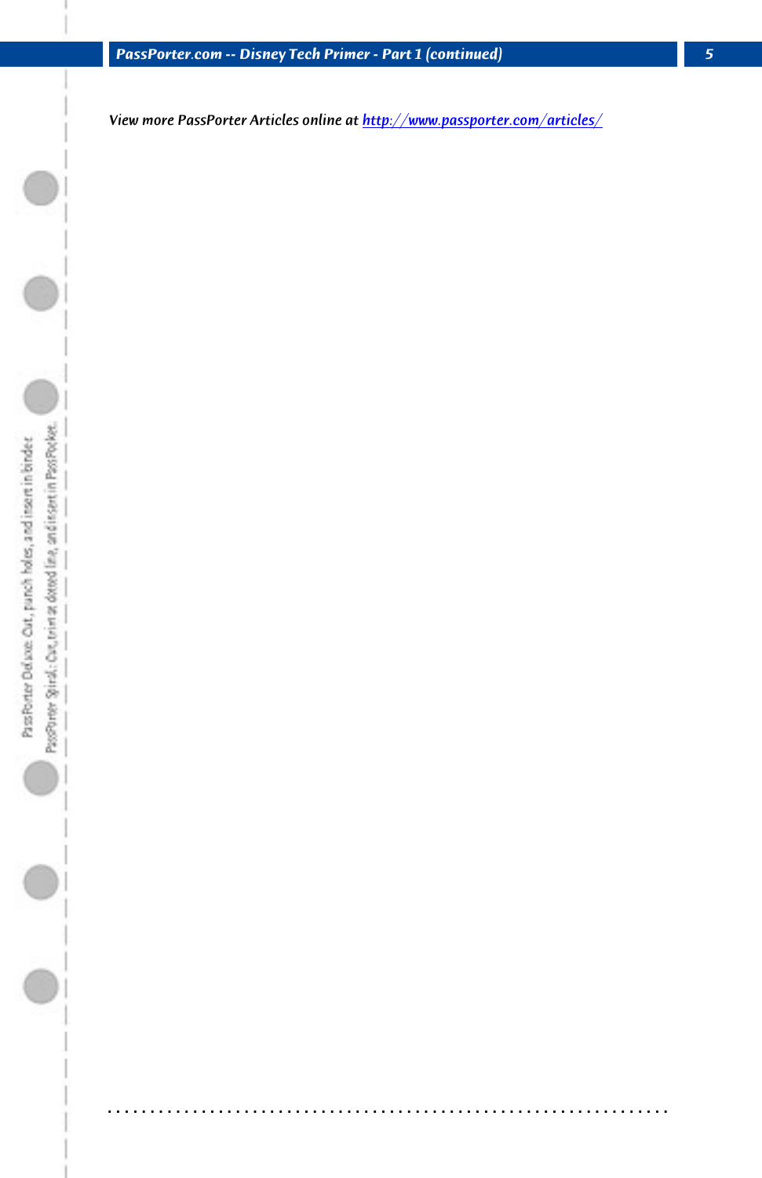*View more PassPorter Articles online at [http://www.passporter.com/articles/](http://www.passporter.com/articles/)*